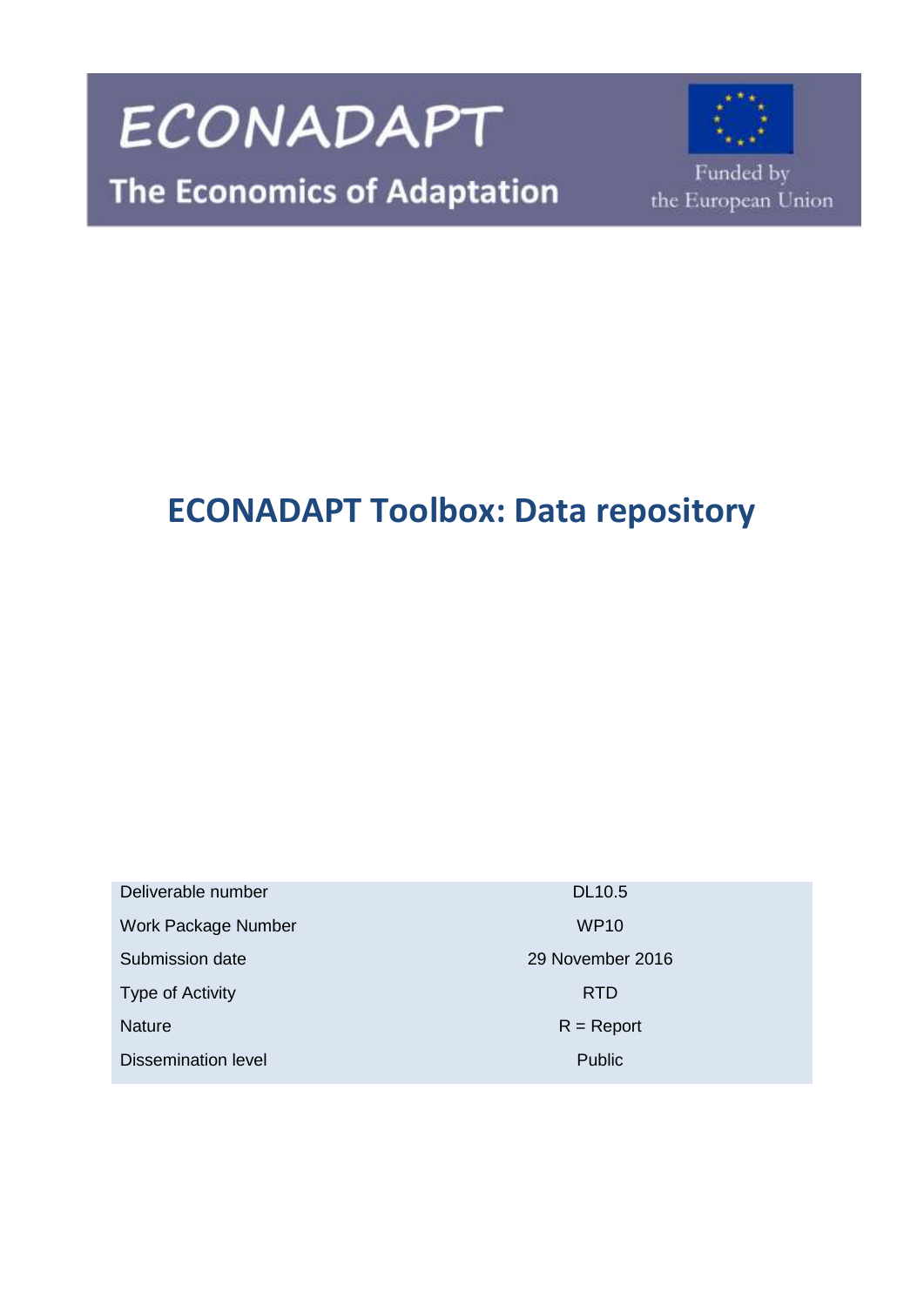ECONADAPT

The Economics of Adaptation

Funded by the European Union

# ECONADAPT Toolbox: Data repository

| Deliverable number | DL10.5 |
|---|---|
| Work Package Number | WP10 |
| Submission date | 29 November 2016 |
| Type of Activity | RTD |
| Nature | R = Report |
| Dissemination level | Public |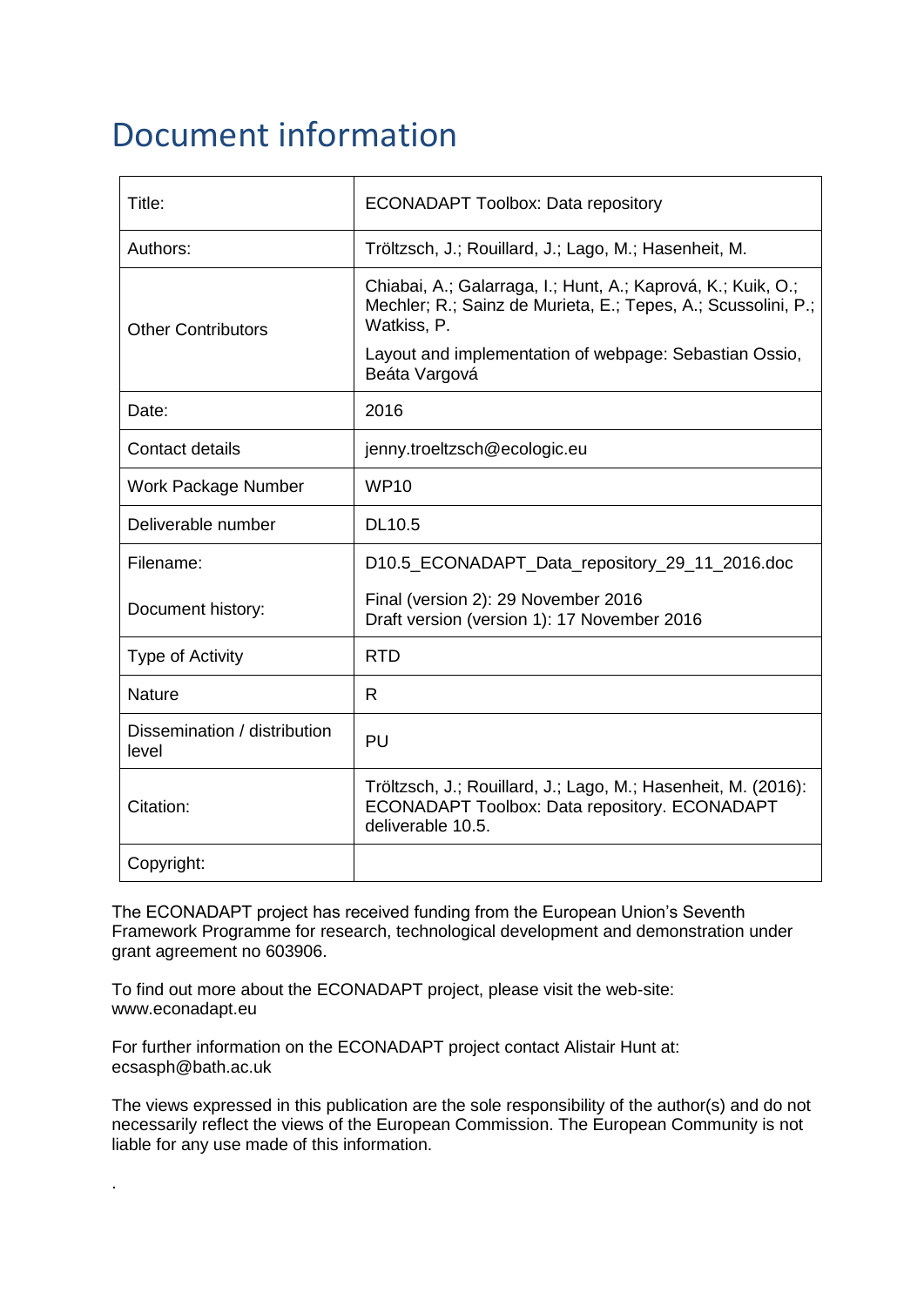# Document information

| Title: | ECONADAPT Toolbox: Data repository |
| --- | --- |
| Authors: | Tröltzsch, J.; Rouillard, J.; Lago, M.; Hasenheit, M. |
| Other Contributors | Chiabai, A.; Galarraga, I.; Hunt, A.; Kaprová, K.; Kuik, O.; Mechler; R.; Sainz de Murieta, E.; Tepes, A.; Scussolini, P.; Watkiss, P.<br><br>Layout and implementation of webpage: Sebastian Ossio, Beáta Vargová |
| Date: | 2016 |
| Contact details | jenny.troeltzsch@ecologic.eu |
| Work Package Number | WP10 |
| Deliverable number | DL10.5 |
| Filename: | D10.5_ECONADAPT_Data_repository_29_11_2016.doc |
| Document history: | Final (version 2): 29 November 2016<br>Draft version (version 1): 17 November 2016 |
| Type of Activity | RTD |
| Nature | R |
| Dissemination / distribution level | PU |
| Citation: | Tröltzsch, J.; Rouillard, J.; Lago, M.; Hasenheit, M. (2016): ECONADAPT Toolbox: Data repository. ECONADAPT deliverable 10.5. |
| Copyright: | |

The ECONADAPT project has received funding from the European Union's Seventh Framework Programme for research, technological development and demonstration under grant agreement no 603906.

To find out more about the ECONADAPT project, please visit the web-site: www.econadapt.eu

For further information on the ECONADAPT project contact Alistair Hunt at: ecsasph@bath.ac.uk

The views expressed in this publication are the sole responsibility of the author(s) and do not necessarily reflect the views of the European Commission. The European Community is not liable for any use made of this information.

.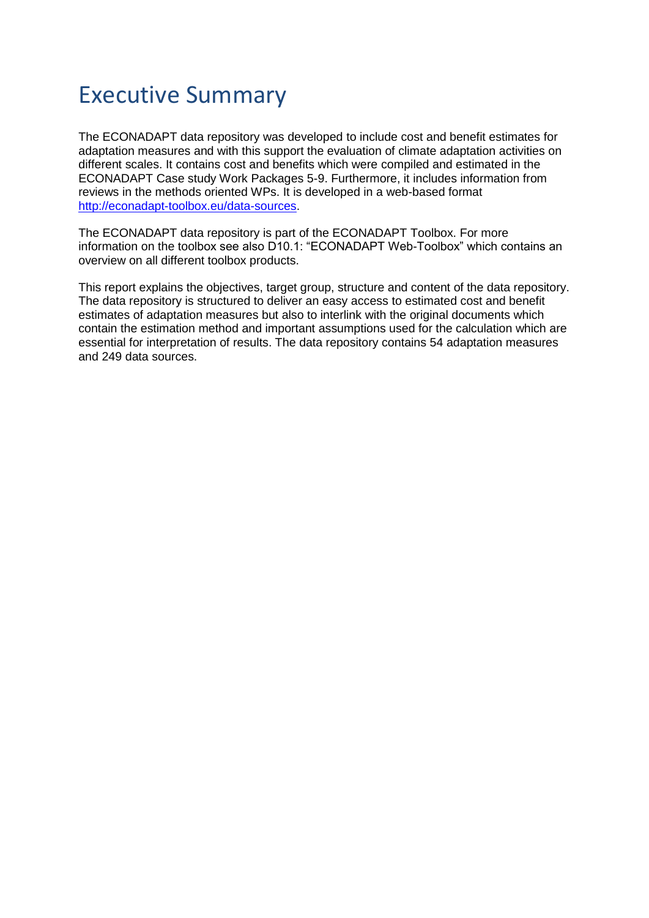# Executive Summary

The ECONADAPT data repository was developed to include cost and benefit estimates for adaptation measures and with this support the evaluation of climate adaptation activities on different scales. It contains cost and benefits which were compiled and estimated in the ECONADAPT Case study Work Packages 5-9. Furthermore, it includes information from reviews in the methods oriented WPs. It is developed in a web-based format [http://econadapt-toolbox.eu/data-sources](http://econadapt-toolbox.eu/data-sources).

The ECONADAPT data repository is part of the ECONADAPT Toolbox. For more information on the toolbox see also D10.1: "ECONADAPT Web-Toolbox" which contains an overview on all different toolbox products.

This report explains the objectives, target group, structure and content of the data repository. The data repository is structured to deliver an easy access to estimated cost and benefit estimates of adaptation measures but also to interlink with the original documents which contain the estimation method and important assumptions used for the calculation which are essential for interpretation of results. The data repository contains 54 adaptation measures and 249 data sources.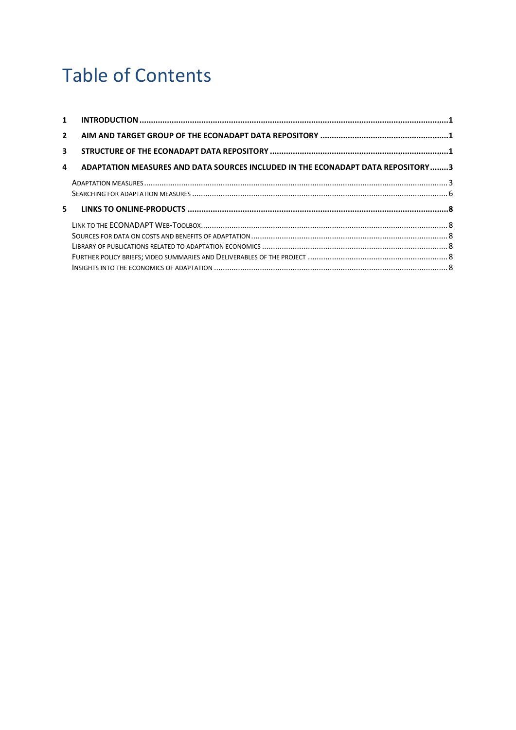# Table of Contents

1 **INTRODUCTION** ..... 1

2 **AIM AND TARGET GROUP OF THE ECONADAPT DATA REPOSITORY** ..... 1

3 **STRUCTURE OF THE ECONADAPT DATA REPOSITORY** ..... 1

4 **ADAPTATION MEASURES AND DATA SOURCES INCLUDED IN THE ECONADAPT DATA REPOSITORY** ..... 3

- Adaptation measures ..... 3
- Searching for adaptation measures ..... 6

5 **LINKS TO ONLINE-PRODUCTS** ..... 8

- Link to the ECONADAPT Web-Toolbox ..... 8
- Sources for data on costs and benefits of adaptation ..... 8
- Library of publications related to adaptation economics ..... 8
- Further policy briefs; video summaries and Deliverables of the project ..... 8
- Insights into the economics of adaptation ..... 8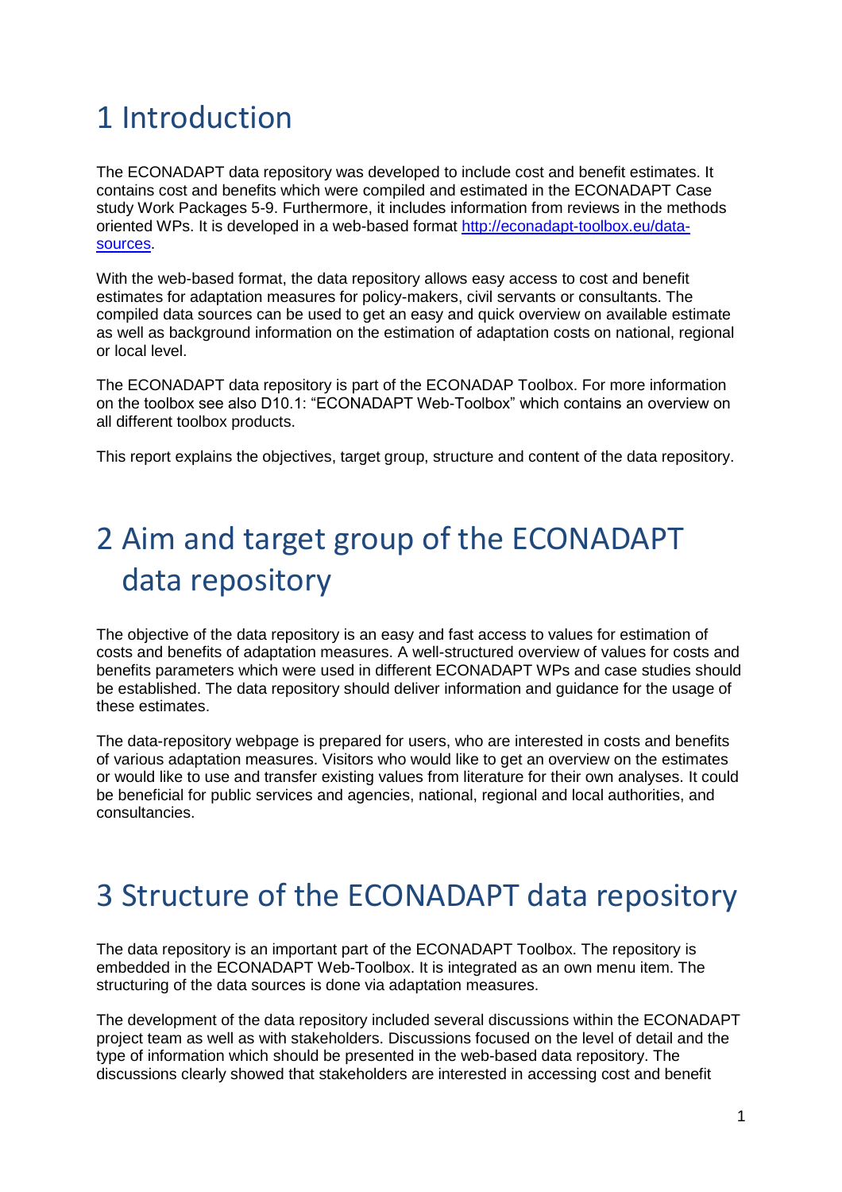# 1 Introduction

The ECONADAPT data repository was developed to include cost and benefit estimates. It contains cost and benefits which were compiled and estimated in the ECONADAPT Case study Work Packages 5-9. Furthermore, it includes information from reviews in the methods oriented WPs. It is developed in a web-based format http://econadapt-toolbox.eu/data-sources.

With the web-based format, the data repository allows easy access to cost and benefit estimates for adaptation measures for policy-makers, civil servants or consultants. The compiled data sources can be used to get an easy and quick overview on available estimate as well as background information on the estimation of adaptation costs on national, regional or local level.

The ECONADAPT data repository is part of the ECONADAP Toolbox. For more information on the toolbox see also D10.1: "ECONADAPT Web-Toolbox" which contains an overview on all different toolbox products.

This report explains the objectives, target group, structure and content of the data repository.

# 2 Aim and target group of the ECONADAPT data repository

The objective of the data repository is an easy and fast access to values for estimation of costs and benefits of adaptation measures. A well-structured overview of values for costs and benefits parameters which were used in different ECONADAPT WPs and case studies should be established. The data repository should deliver information and guidance for the usage of these estimates.

The data-repository webpage is prepared for users, who are interested in costs and benefits of various adaptation measures. Visitors who would like to get an overview on the estimates or would like to use and transfer existing values from literature for their own analyses. It could be beneficial for public services and agencies, national, regional and local authorities, and consultancies.

# 3 Structure of the ECONADAPT data repository

The data repository is an important part of the ECONADAPT Toolbox. The repository is embedded in the ECONADAPT Web-Toolbox. It is integrated as an own menu item. The structuring of the data sources is done via adaptation measures.

The development of the data repository included several discussions within the ECONADAPT project team as well as with stakeholders. Discussions focused on the level of detail and the type of information which should be presented in the web-based data repository. The discussions clearly showed that stakeholders are interested in accessing cost and benefit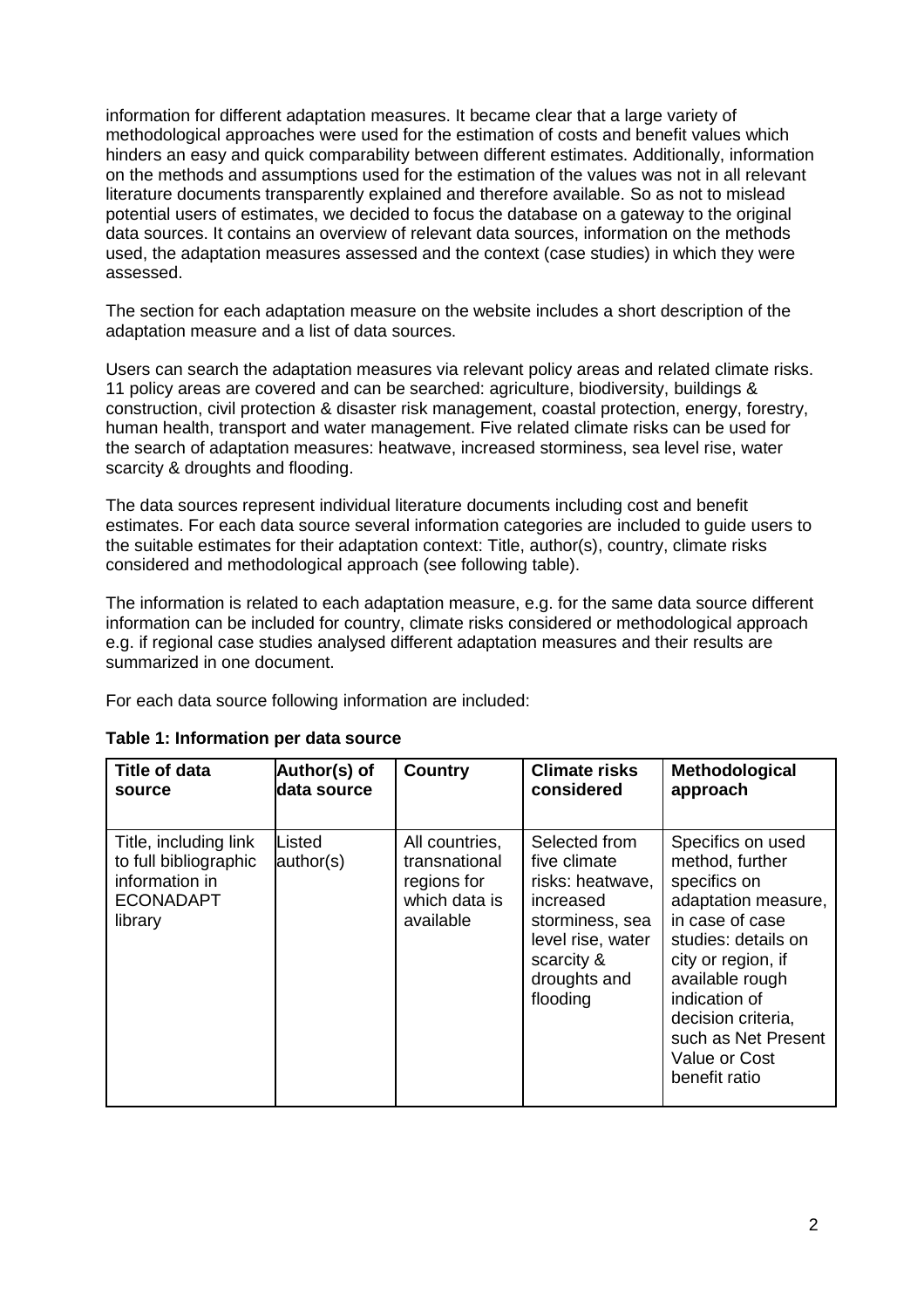information for different adaptation measures. It became clear that a large variety of methodological approaches were used for the estimation of costs and benefit values which hinders an easy and quick comparability between different estimates. Additionally, information on the methods and assumptions used for the estimation of the values was not in all relevant literature documents transparently explained and therefore available. So as not to mislead potential users of estimates, we decided to focus the database on a gateway to the original data sources. It contains an overview of relevant data sources, information on the methods used, the adaptation measures assessed and the context (case studies) in which they were assessed.

The section for each adaptation measure on the website includes a short description of the adaptation measure and a list of data sources.

Users can search the adaptation measures via relevant policy areas and related climate risks. 11 policy areas are covered and can be searched: agriculture, biodiversity, buildings & construction, civil protection & disaster risk management, coastal protection, energy, forestry, human health, transport and water management. Five related climate risks can be used for the search of adaptation measures: heatwave, increased storminess, sea level rise, water scarcity & droughts and flooding.

The data sources represent individual literature documents including cost and benefit estimates. For each data source several information categories are included to guide users to the suitable estimates for their adaptation context: Title, author(s), country, climate risks considered and methodological approach (see following table).

The information is related to each adaptation measure, e.g. for the same data source different information can be included for country, climate risks considered or methodological approach e.g. if regional case studies analysed different adaptation measures and their results are summarized in one document.

For each data source following information are included:

**Table 1: Information per data source**

| Title of data source | Author(s) of data source | Country | Climate risks considered | Methodological approach |
|---|---|---|---|---|
| Title, including link to full bibliographic information in ECONADAPT library | Listed author(s) | All countries, transnational regions for which data is available | Selected from five climate risks: heatwave, increased storminess, sea level rise, water scarcity & droughts and flooding | Specifics on used method, further specifics on adaptation measure, in case of case studies: details on city or region, if available rough indication of decision criteria, such as Net Present Value or Cost benefit ratio |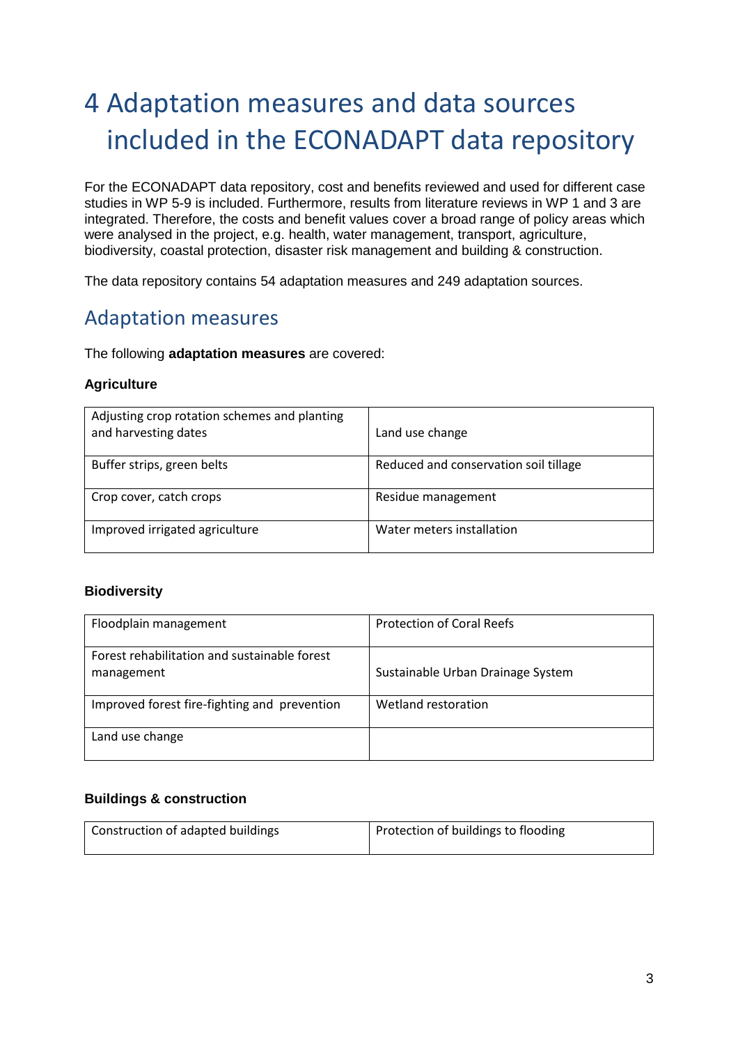# 4 Adaptation measures and data sources included in the ECONADAPT data repository

For the ECONADAPT data repository, cost and benefits reviewed and used for different case studies in WP 5-9 is included. Furthermore, results from literature reviews in WP 1 and 3 are integrated. Therefore, the costs and benefit values cover a broad range of policy areas which were analysed in the project, e.g. health, water management, transport, agriculture, biodiversity, coastal protection, disaster risk management and building & construction.

The data repository contains 54 adaptation measures and 249 adaptation sources.

## Adaptation measures

The following **adaptation measures** are covered:

### Agriculture

| | |
|---|---|
| Adjusting crop rotation schemes and planting and harvesting dates | Land use change |
| Buffer strips, green belts | Reduced and conservation soil tillage |
| Crop cover, catch crops | Residue management |
| Improved irrigated agriculture | Water meters installation |

### Biodiversity

| | |
|---|---|
| Floodplain management | Protection of Coral Reefs |
| Forest rehabilitation and sustainable forest management | Sustainable Urban Drainage System |
| Improved forest fire-fighting and prevention | Wetland restoration |
| Land use change | |

### Buildings & construction

| | |
|---|---|
| Construction of adapted buildings | Protection of buildings to flooding |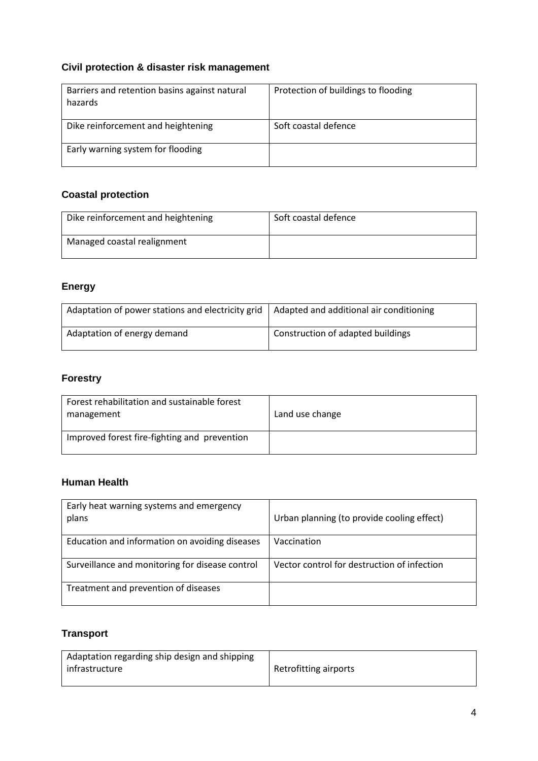### Civil protection & disaster risk management

| | |
|---|---|
| Barriers and retention basins against natural hazards | Protection of buildings to flooding |
| Dike reinforcement and heightening | Soft coastal defence |
| Early warning system for flooding | |

### Coastal protection

| | |
|---|---|
| Dike reinforcement and heightening | Soft coastal defence |
| Managed coastal realignment | |

### Energy

| | |
|---|---|
| Adaptation of power stations and electricity grid | Adapted and additional air conditioning |
| Adaptation of energy demand | Construction of adapted buildings |

### Forestry

| | |
|---|---|
| Forest rehabilitation and sustainable forest management | Land use change |
| Improved forest fire-fighting and prevention | |

### Human Health

| | |
|---|---|
| Early heat warning systems and emergency plans | Urban planning (to provide cooling effect) |
| Education and information on avoiding diseases | Vaccination |
| Surveillance and monitoring for disease control | Vector control for destruction of infection |
| Treatment and prevention of diseases | |

### Transport

| | |
|---|---|
| Adaptation regarding ship design and shipping infrastructure | Retrofitting airports |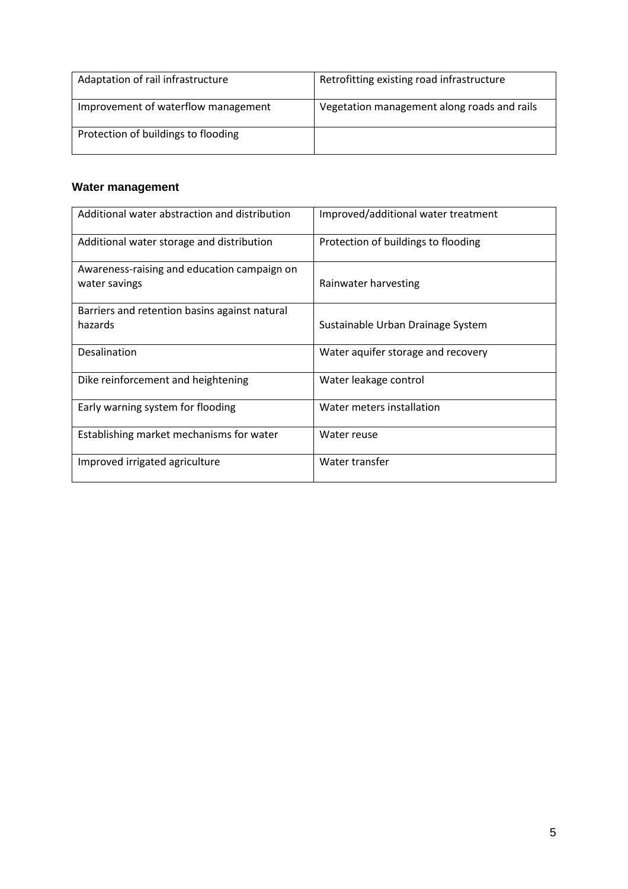| Adaptation of rail infrastructure | Retrofitting existing road infrastructure |
|---|---|
| Improvement of waterflow management | Vegetation management along roads and rails |
| Protection of buildings to flooding | |

### Water management

| Additional water abstraction and distribution | Improved/additional water treatment |
|---|---|
| Additional water storage and distribution | Protection of buildings to flooding |
| Awareness-raising and education campaign on water savings | Rainwater harvesting |
| Barriers and retention basins against natural hazards | Sustainable Urban Drainage System |
| Desalination | Water aquifer storage and recovery |
| Dike reinforcement and heightening | Water leakage control |
| Early warning system for flooding | Water meters installation |
| Establishing market mechanisms for water | Water reuse |
| Improved irrigated agriculture | Water transfer |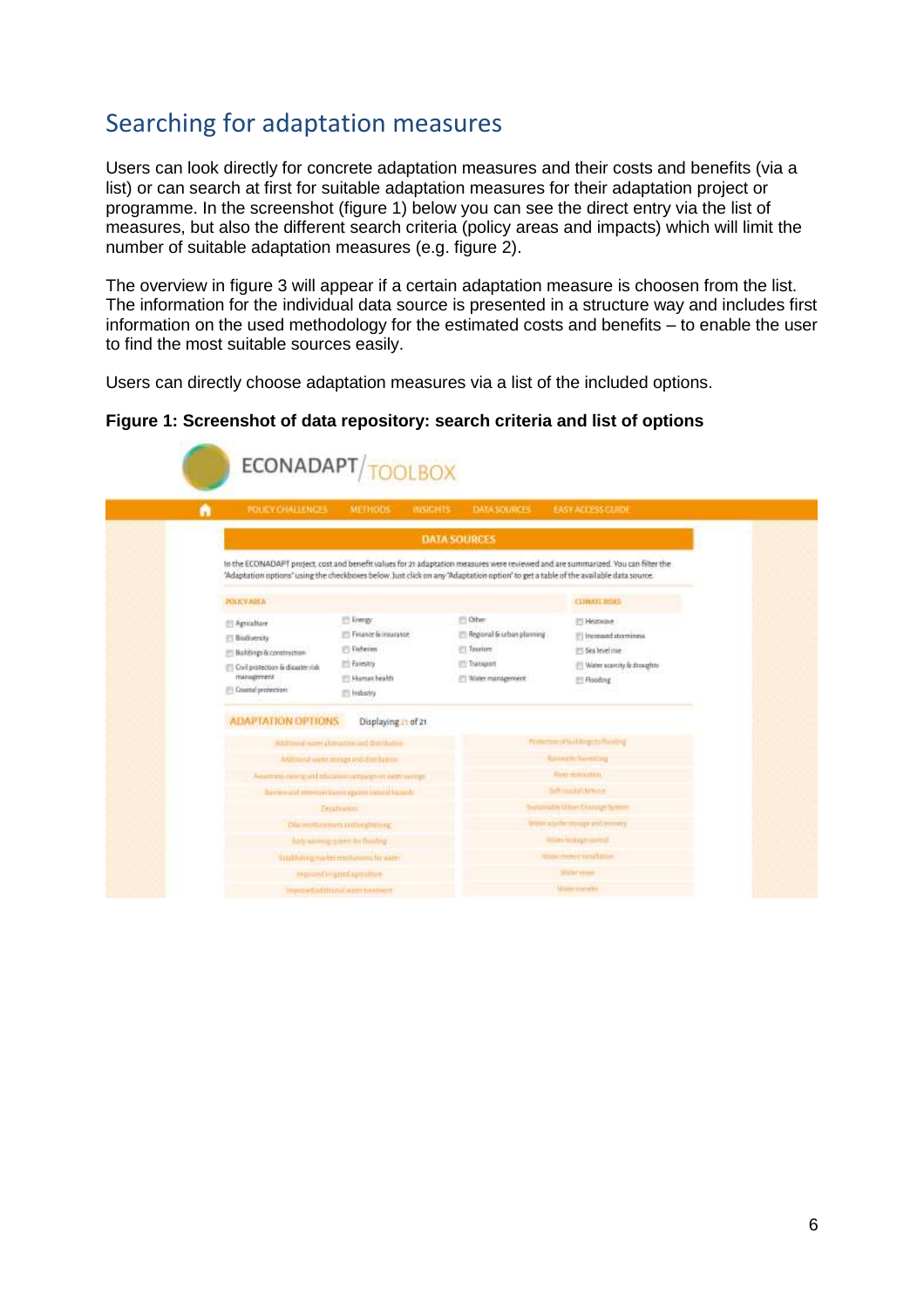## Searching for adaptation measures

Users can look directly for concrete adaptation measures and their costs and benefits (via a list) or can search at first for suitable adaptation measures for their adaptation project or programme. In the screenshot (figure 1) below you can see the direct entry via the list of measures, but also the different search criteria (policy areas and impacts) which will limit the number of suitable adaptation measures (e.g. figure 2).

The overview in figure 3 will appear if a certain adaptation measure is choosen from the list. The information for the individual data source is presented in a structure way and includes first information on the used methodology for the estimated costs and benefits – to enable the user to find the most suitable sources easily.

Users can directly choose adaptation measures via a list of the included options.

**Figure 1: Screenshot of data repository: search criteria and list of options**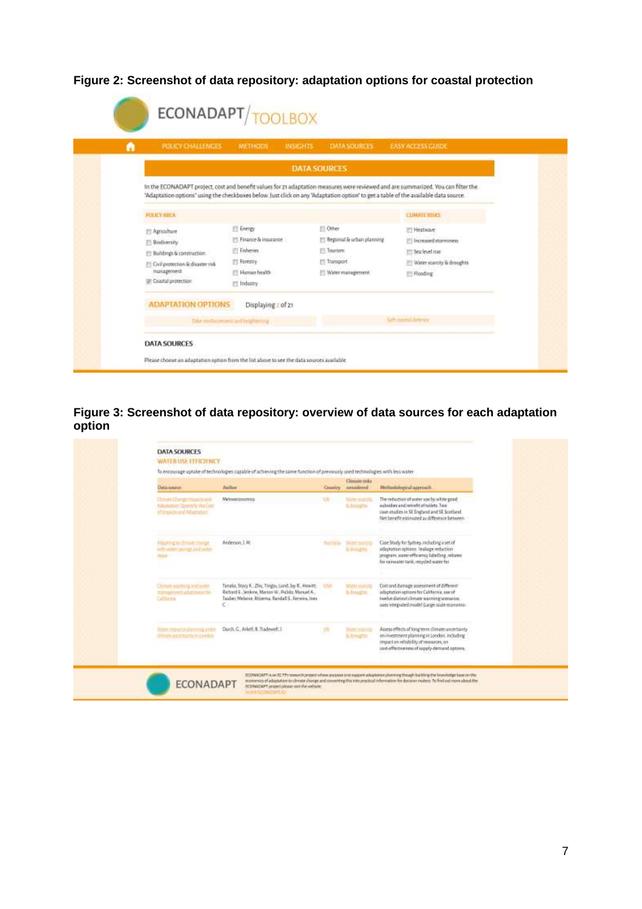**Figure 2: Screenshot of data repository: adaptation options for coastal protection**

**Figure 3: Screenshot of data repository: overview of data sources for each adaptation option**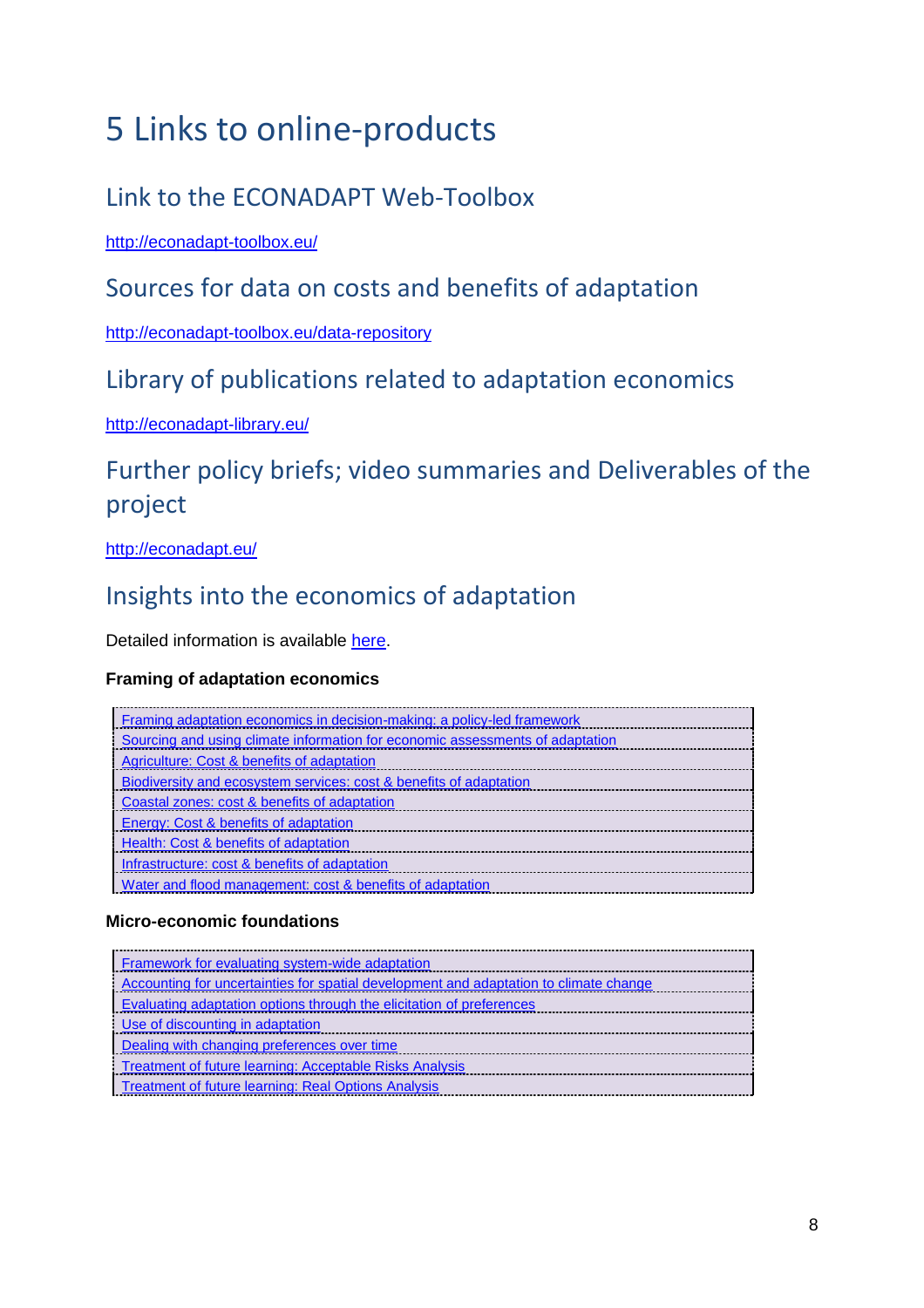# 5 Links to online-products

## Link to the ECONADAPT Web-Toolbox

http://econadapt-toolbox.eu/

## Sources for data on costs and benefits of adaptation

http://econadapt-toolbox.eu/data-repository

## Library of publications related to adaptation economics

http://econadapt-library.eu/

## Further policy briefs; video summaries and Deliverables of the project

http://econadapt.eu/

## Insights into the economics of adaptation

Detailed information is available here.

**Framing of adaptation economics**

| |
|---|
| Framing adaptation economics in decision-making: a policy-led framework |
| Sourcing and using climate information for economic assessments of adaptation |
| Agriculture: Cost & benefits of adaptation |
| Biodiversity and ecosystem services: cost & benefits of adaptation |
| Coastal zones: cost & benefits of adaptation |
| Energy: Cost & benefits of adaptation |
| Health: Cost & benefits of adaptation |
| Infrastructure: cost & benefits of adaptation |
| Water and flood management: cost & benefits of adaptation |

**Micro-economic foundations**

| |
|---|
| Framework for evaluating system-wide adaptation |
| Accounting for uncertainties for spatial development and adaptation to climate change |
| Evaluating adaptation options through the elicitation of preferences |
| Use of discounting in adaptation |
| Dealing with changing preferences over time |
| Treatment of future learning: Acceptable Risks Analysis |
| Treatment of future learning: Real Options Analysis |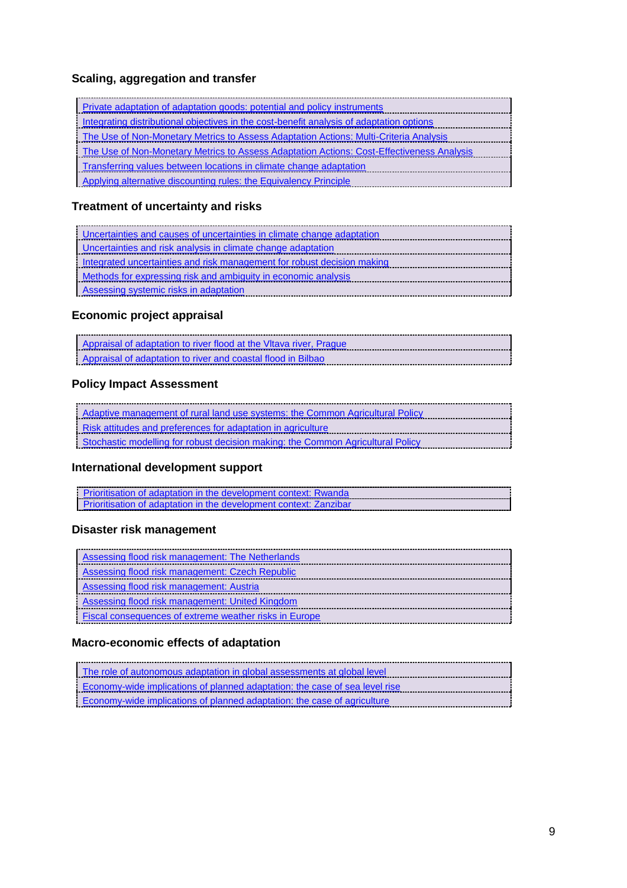### Scaling, aggregation and transfer

| |
|---|
| Private adaptation of adaptation goods: potential and policy instruments |
| Integrating distributional objectives in the cost-benefit analysis of adaptation options |
| The Use of Non-Monetary Metrics to Assess Adaptation Actions: Multi-Criteria Analysis |
| The Use of Non-Monetary Metrics to Assess Adaptation Actions: Cost-Effectiveness Analysis |
| Transferring values between locations in climate change adaptation |
| Applying alternative discounting rules: the Equivalency Principle |

### Treatment of uncertainty and risks

| |
|---|
| Uncertainties and causes of uncertainties in climate change adaptation |
| Uncertainties and risk analysis in climate change adaptation |
| Integrated uncertainties and risk management for robust decision making |
| Methods for expressing risk and ambiguity in economic analysis |
| Assessing systemic risks in adaptation |

### Economic project appraisal

| |
|---|
| Appraisal of adaptation to river flood at the Vltava river, Prague |
| Appraisal of adaptation to river and coastal flood in Bilbao |

### Policy Impact Assessment

| |
|---|
| Adaptive management of rural land use systems: the Common Agricultural Policy |
| Risk attitudes and preferences for adaptation in agriculture |
| Stochastic modelling for robust decision making: the Common Agricultural Policy |

### International development support

| |
|---|
| Prioritisation of adaptation in the development context: Rwanda |
| Prioritisation of adaptation in the development context: Zanzibar |

### Disaster risk management

| |
|---|
| Assessing flood risk management: The Netherlands |
| Assessing flood risk management: Czech Republic |
| Assessing flood risk management: Austria |
| Assessing flood risk management: United Kingdom |
| Fiscal consequences of extreme weather risks in Europe |

### Macro-economic effects of adaptation

| |
|---|
| The role of autonomous adaptation in global assessments at global level |
| Economy-wide implications of planned adaptation: the case of sea level rise |
| Economy-wide implications of planned adaptation: the case of agriculture |